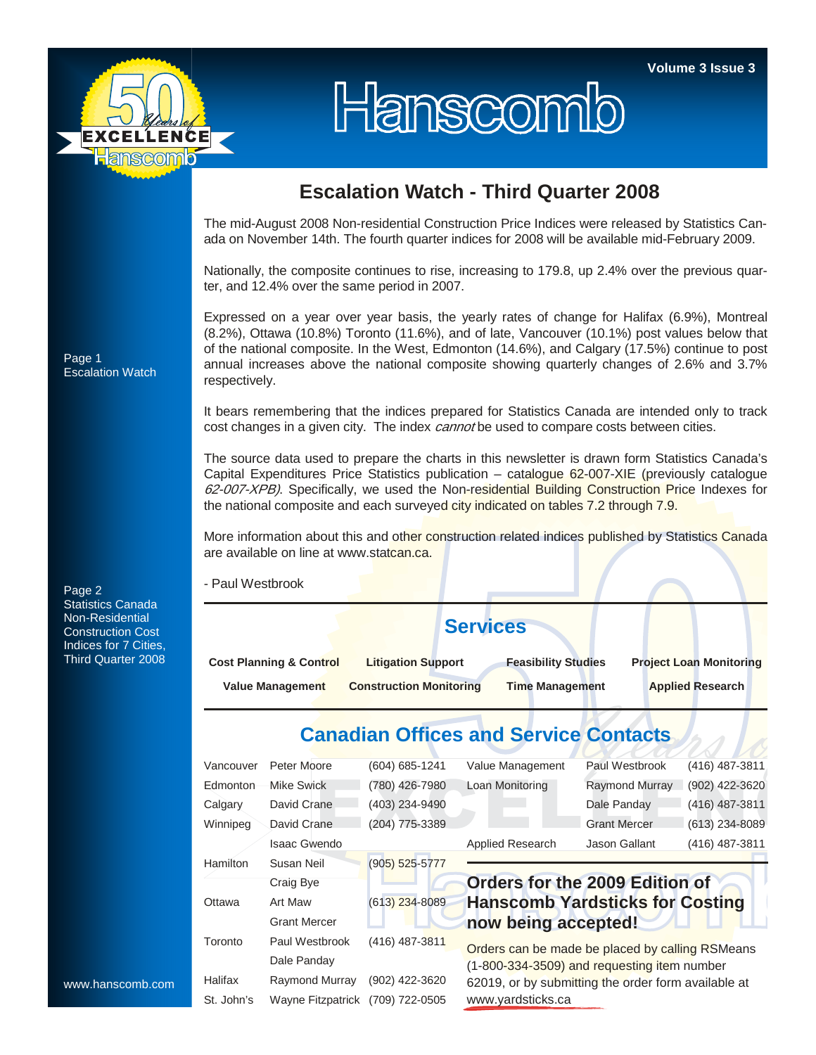# Hanscomb

## Escalation Watch - Third Quarter 2008

The mid-August 2008 Non-residential Construction Price Indices were released by Statistics Canada on November 14th. The fourth quarter indices for 2008 will be available mid-February 2009.

Nationally, the composite continues to rise, increasing to 179.8, up 2.4% over the previous quarter, and 12.4% over the same period in 2007.

Expressed on a year over year basis, the yearly rates of change for Halifax (6.9%), Montreal (8.2%), Ottawa (10.8%) Toronto (11.6%), and of late, Vancouver (10.1%) post values below that of the national composite. In the West, Edmonton (14.6%), and Calgary (17.5%) continue to post annual increases above the national composite showing quarterly changes of 2.6% and 3.7% respectively.

It bears remembering that the indices prepared for Statistics Canada are intended only to track cost changes in a given city. The index *cannot* be used to compare costs between cities.

The source data used to prepare the charts in this newsletter is drawn form Statistics Canada's Capital Expenditures Price Statistics publication – catalogue 62-007-XIE (previously catalogue *62-007-XPB)*. Specifically, we used the Non-residential Building Construction Price Indexes for the national composite and each surveyed city indicated on tables 7.2 through 7.9.

More information about this and other construction related indices published by Statistics Canada are available on line at www.statcan.ca.

- Paul Westbrook

Page 1
Escalation Watch

Page 2
Statistics Canada Non-Residential Construction Cost Indices for 7 Cities, Third Quarter 2008

## Services

**Cost Planning & Control** | **Litigation Support** | **Feasibility Studies** | **Project Loan Monitoring**

**Value Management** | **Construction Monitoring** | **Time Management** | **Applied Research**

## Canadian Offices and Service Contacts

| | | |
|---|---|---|
| Vancouver | Peter Moore | (604) 685-1241 |
| Edmonton | Mike Swick | (780) 426-7980 |
| Calgary | David Crane | (403) 234-9490 |
| Winnipeg | David Crane | (204) 775-3389 |
| | Isaac Gwendo | |
| Hamilton | Susan Neil | (905) 525-5777 |
| | Craig Bye | |
| Ottawa | Art Maw | (613) 234-8089 |
| | Grant Mercer | |
| Toronto | Paul Westbrook | (416) 487-3811 |
| | Dale Panday | |
| Halifax | Raymond Murray | (902) 422-3620 |
| St. John's | Wayne Fitzpatrick | (709) 722-0505 |

| | | |
|---|---|---|
| Value Management | Paul Westbrook | (416) 487-3811 |
| Loan Monitoring | Raymond Murray | (902) 422-3620 |
| | Dale Panday | (416) 487-3811 |
| | Grant Mercer | (613) 234-8089 |
| Applied Research | Jason Gallant | (416) 487-3811 |

### Orders for the 2009 Edition of Hanscomb Yardsticks for Costing now being accepted!

Orders can be made be placed by calling RSMeans (1-800-334-3509) and requesting item number 62019, or by submitting the order form available at www.yardsticks.ca

www.hanscomb.com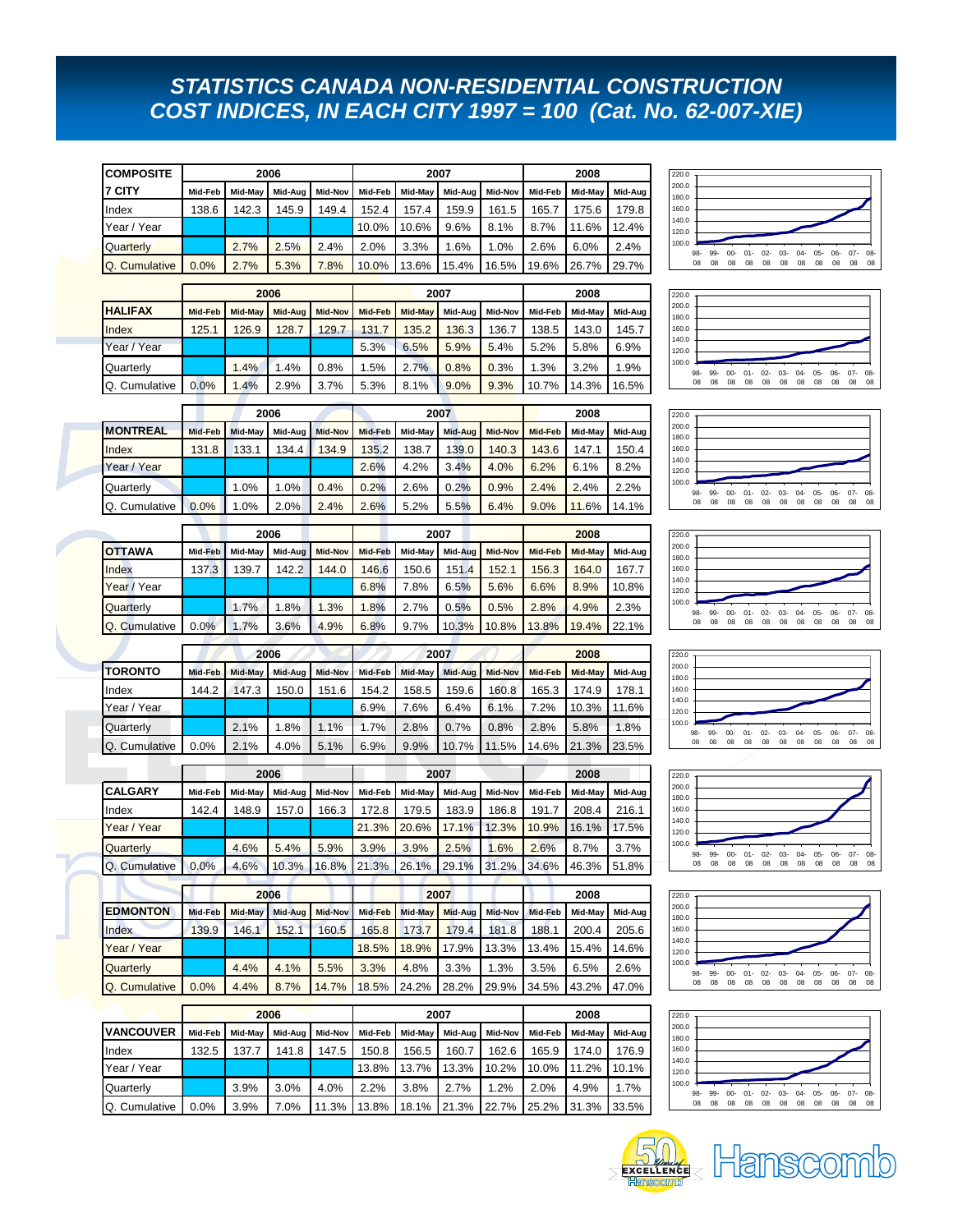# STATISTICS CANADA NON-RESIDENTIAL CONSTRUCTION COST INDICES, IN EACH CITY 1997 = 100 (Cat. No. 62-007-XIE)

| COMPOSITE | 2006 | | | | 2007 | | | | 2008 | | |
|---|---|---|---|---|---|---|---|---|---|---|---|
| 7 CITY | Mid-Feb | Mid-May | Mid-Aug | Mid-Nov | Mid-Feb | Mid-May | Mid-Aug | Mid-Nov | Mid-Feb | Mid-May | Mid-Aug |
| Index | 138.6 | 142.3 | 145.9 | 149.4 | 152.4 | 157.4 | 159.9 | 161.5 | 165.7 | 175.6 | 179.8 |
| Year / Year | | | | | 10.0% | 10.6% | 9.6% | 8.1% | 8.7% | 11.6% | 12.4% |
| Quarterly | | 2.7% | 2.5% | 2.4% | 2.0% | 3.3% | 1.6% | 1.0% | 2.6% | 6.0% | 2.4% |
| Q. Cumulative | 0.0% | 2.7% | 5.3% | 7.8% | 10.0% | 13.6% | 15.4% | 16.5% | 19.6% | 26.7% | 29.7% |

220.0
200.0
180.0
160.0
140.0
120.0
100.0
98-08 99-08 00-08 01-08 02-08 03-08 04-08 05-08 06-08 07-08 08-08

| | 2006 | | | | 2007 | | | | 2008 | | |
|---|---|---|---|---|---|---|---|---|---|---|---|
| HALIFAX | Mid-Feb | Mid-May | Mid-Aug | Mid-Nov | Mid-Feb | Mid-May | Mid-Aug | Mid-Nov | Mid-Feb | Mid-May | Mid-Aug |
| Index | 125.1 | 126.9 | 128.7 | 129.7 | 131.7 | 135.2 | 136.3 | 136.7 | 138.5 | 143.0 | 145.7 |
| Year / Year | | | | | 5.3% | 6.5% | 5.9% | 5.4% | 5.2% | 5.8% | 6.9% |
| Quarterly | | 1.4% | 1.4% | 0.8% | 1.5% | 2.7% | 0.8% | 0.3% | 1.3% | 3.2% | 1.9% |
| Q. Cumulative | 0.0% | 1.4% | 2.9% | 3.7% | 5.3% | 8.1% | 9.0% | 9.3% | 10.7% | 14.3% | 16.5% |

220.0
200.0
180.0
160.0
140.0
120.0
100.0
98-08 99-08 00-08 01-08 02-08 03-08 04-08 05-08 06-08 07-08 08-08

| | 2006 | | | | 2007 | | | | 2008 | | |
|---|---|---|---|---|---|---|---|---|---|---|---|
| MONTREAL | Mid-Feb | Mid-May | Mid-Aug | Mid-Nov | Mid-Feb | Mid-May | Mid-Aug | Mid-Nov | Mid-Feb | Mid-May | Mid-Aug |
| Index | 131.8 | 133.1 | 134.4 | 134.9 | 135.2 | 138.7 | 139.0 | 140.3 | 143.6 | 147.1 | 150.4 |
| Year / Year | | | | | 2.6% | 4.2% | 3.4% | 4.0% | 6.2% | 6.1% | 8.2% |
| Quarterly | | 1.0% | 1.0% | 0.4% | 0.2% | 2.6% | 0.2% | 0.9% | 2.4% | 2.4% | 2.2% |
| Q. Cumulative | 0.0% | 1.0% | 2.0% | 2.4% | 2.6% | 5.2% | 5.5% | 6.4% | 9.0% | 11.6% | 14.1% |

220.0
200.0
180.0
160.0
140.0
120.0
100.0
98-08 99-08 00-08 01-08 02-08 03-08 04-08 05-08 06-08 07-08 08-08

| | 2006 | | | | 2007 | | | | 2008 | | |
|---|---|---|---|---|---|---|---|---|---|---|---|
| OTTAWA | Mid-Feb | Mid-May | Mid-Aug | Mid-Nov | Mid-Feb | Mid-May | Mid-Aug | Mid-Nov | Mid-Feb | Mid-May | Mid-Aug |
| Index | 137.3 | 139.7 | 142.2 | 144.0 | 146.6 | 150.6 | 151.4 | 152.1 | 156.3 | 164.0 | 167.7 |
| Year / Year | | | | | 6.8% | 7.8% | 6.5% | 5.6% | 6.6% | 8.9% | 10.8% |
| Quarterly | | 1.7% | 1.8% | 1.3% | 1.8% | 2.7% | 0.5% | 0.5% | 2.8% | 4.9% | 2.3% |
| Q. Cumulative | 0.0% | 1.7% | 3.6% | 4.9% | 6.8% | 9.7% | 10.3% | 10.8% | 13.8% | 19.4% | 22.1% |

220.0
200.0
180.0
160.0
140.0
120.0
100.0
98-08 99-08 00-08 01-08 02-08 03-08 04-08 05-08 06-08 07-08 08-08

| | 2006 | | | | 2007 | | | | 2008 | | |
|---|---|---|---|---|---|---|---|---|---|---|---|
| TORONTO | Mid-Feb | Mid-May | Mid-Aug | Mid-Nov | Mid-Feb | Mid-May | Mid-Aug | Mid-Nov | Mid-Feb | Mid-May | Mid-Aug |
| Index | 144.2 | 147.3 | 150.0 | 151.6 | 154.2 | 158.5 | 159.6 | 160.8 | 165.3 | 174.9 | 178.1 |
| Year / Year | | | | | 6.9% | 7.6% | 6.4% | 6.1% | 7.2% | 10.3% | 11.6% |
| Quarterly | | 2.1% | 1.8% | 1.1% | 1.7% | 2.8% | 0.7% | 0.8% | 2.8% | 5.8% | 1.8% |
| Q. Cumulative | 0.0% | 2.1% | 4.0% | 5.1% | 6.9% | 9.9% | 10.7% | 11.5% | 14.6% | 21.3% | 23.5% |

220.0
200.0
180.0
160.0
140.0
120.0
100.0
98-08 99-08 00-08 01-08 02-08 03-08 04-08 05-08 06-08 07-08 08-08

| | 2006 | | | | 2007 | | | | 2008 | | |
|---|---|---|---|---|---|---|---|---|---|---|---|
| CALGARY | Mid-Feb | Mid-May | Mid-Aug | Mid-Nov | Mid-Feb | Mid-May | Mid-Aug | Mid-Nov | Mid-Feb | Mid-May | Mid-Aug |
| Index | 142.4 | 148.9 | 157.0 | 166.3 | 172.8 | 179.5 | 183.9 | 186.8 | 191.7 | 208.4 | 216.1 |
| Year / Year | | | | | 21.3% | 20.6% | 17.1% | 12.3% | 10.9% | 16.1% | 17.5% |
| Quarterly | | 4.6% | 5.4% | 5.9% | 3.9% | 3.9% | 2.5% | 1.6% | 2.6% | 8.7% | 3.7% |
| Q. Cumulative | 0.0% | 4.6% | 10.3% | 16.8% | 21.3% | 26.1% | 29.1% | 31.2% | 34.6% | 46.3% | 51.8% |

220.0
200.0
180.0
160.0
140.0
120.0
100.0
98-08 99-08 00-08 01-08 02-08 03-08 04-08 05-08 06-08 07-08 08-08

| | 2006 | | | | 2007 | | | | 2008 | | |
|---|---|---|---|---|---|---|---|---|---|---|---|
| EDMONTON | Mid-Feb | Mid-May | Mid-Aug | Mid-Nov | Mid-Feb | Mid-May | Mid-Aug | Mid-Nov | Mid-Feb | Mid-May | Mid-Aug |
| Index | 139.9 | 146.1 | 152.1 | 160.5 | 165.8 | 173.7 | 179.4 | 181.8 | 188.1 | 200.4 | 205.6 |
| Year / Year | | | | | 18.5% | 18.9% | 17.9% | 13.3% | 13.4% | 15.4% | 14.6% |
| Quarterly | | 4.4% | 4.1% | 5.5% | 3.3% | 4.8% | 3.3% | 1.3% | 3.5% | 6.5% | 2.6% |
| Q. Cumulative | 0.0% | 4.4% | 8.7% | 14.7% | 18.5% | 24.2% | 28.2% | 29.9% | 34.5% | 43.2% | 47.0% |

220.0
200.0
180.0
160.0
140.0
120.0
100.0
98-08 99-08 00-08 01-08 02-08 03-08 04-08 05-08 06-08 07-08 08-08

| | 2006 | | | | 2007 | | | | 2008 | | |
|---|---|---|---|---|---|---|---|---|---|---|---|
| VANCOUVER | Mid-Feb | Mid-May | Mid-Aug | Mid-Nov | Mid-Feb | Mid-May | Mid-Aug | Mid-Nov | Mid-Feb | Mid-May | Mid-Aug |
| Index | 132.5 | 137.7 | 141.8 | 147.5 | 150.8 | 156.5 | 160.7 | 162.6 | 165.9 | 174.0 | 176.9 |
| Year / Year | | | | | 13.8% | 13.7% | 13.3% | 10.2% | 10.0% | 11.2% | 10.1% |
| Quarterly | | 3.9% | 3.0% | 4.0% | 2.2% | 3.8% | 2.7% | 1.2% | 2.0% | 4.9% | 1.7% |
| Q. Cumulative | 0.0% | 3.9% | 7.0% | 11.3% | 13.8% | 18.1% | 21.3% | 22.7% | 25.2% | 31.3% | 33.5% |

220.0
200.0
180.0
160.0
140.0
120.0
100.0
98-08 99-08 00-08 01-08 02-08 03-08 04-08 05-08 06-08 07-08 08-08

50 Years of EXCELLENCE Hanscomb

Hanscomb